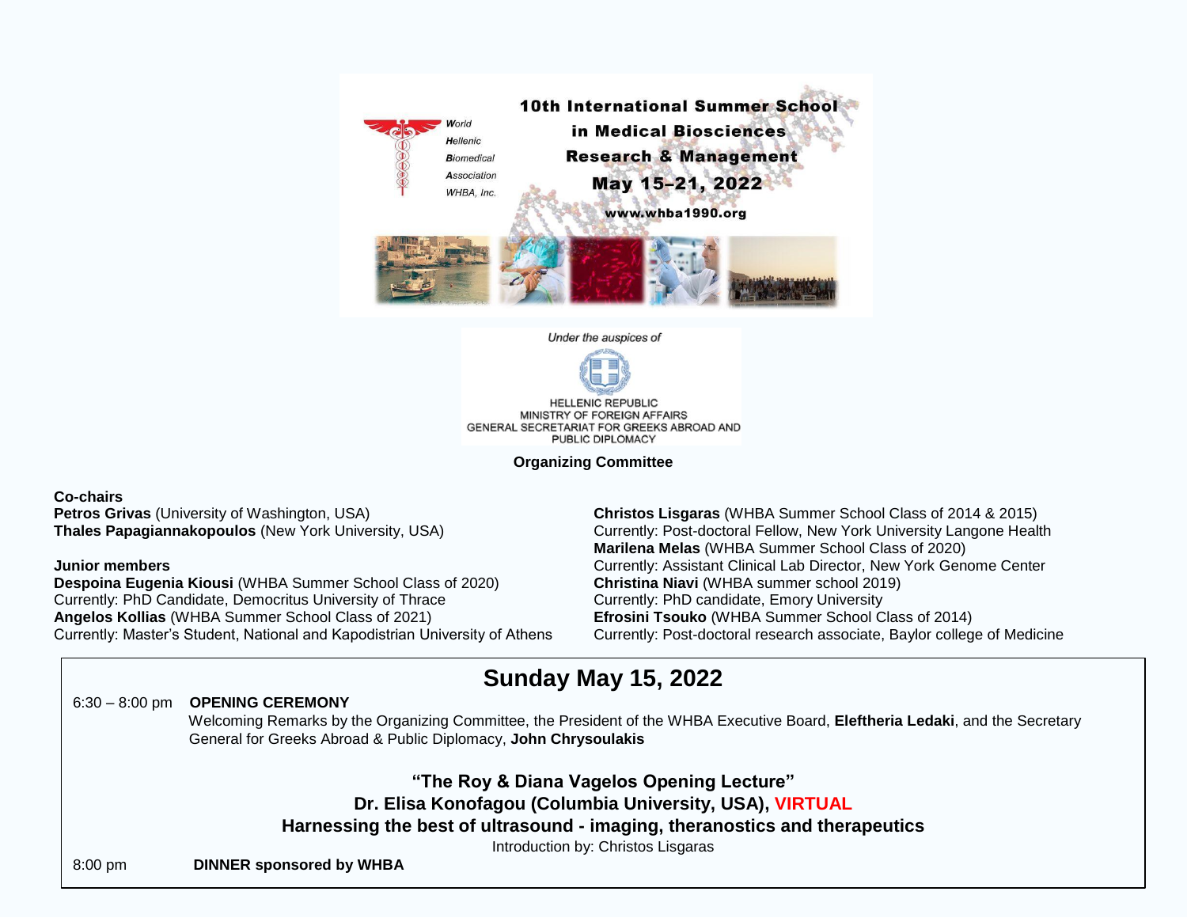World Hellenic Biomedical Association WHBA, Inc.

# 10th International Summer School in Medical Biosciences Research & Management

## May 15–21, 2022

www.whba1990.org

*Under the auspices of*

HELLENIC REPUBLIC
MINISTRY OF FOREIGN AFFAIRS
GENERAL SECRETARIAT FOR GREEKS ABROAD AND PUBLIC DIPLOMACY

**Organizing Committee**

**Co-chairs**
**Petros Grivas** (University of Washington, USA)
**Thales Papagiannakopoulos** (New York University, USA)

**Junior members**
**Despoina Eugenia Kiousi** (WHBA Summer School Class of 2020)
Currently: PhD Candidate, Democritus University of Thrace
**Angelos Kollias** (WHBA Summer School Class of 2021)
Currently: Master's Student, National and Kapodistrian University of Athens
**Christos Lisgaras** (WHBA Summer School Class of 2014 & 2015)
Currently: Post-doctoral Fellow, New York University Langone Health
**Marilena Melas** (WHBA Summer School Class of 2020)
Currently: Assistant Clinical Lab Director, New York Genome Center
**Christina Niavi** (WHBA summer school 2019)
Currently: PhD candidate, Emory University
**Efrosini Tsouko** (WHBA Summer School Class of 2014)
Currently: Post-doctoral research associate, Baylor college of Medicine

## Sunday May 15, 2022

6:30 – 8:00 pm **OPENING CEREMONY**
Welcoming Remarks by the Organizing Committee, the President of the WHBA Executive Board, **Eleftheria Ledaki**, and the Secretary General for Greeks Abroad & Public Diplomacy, **John Chrysoulakis**

**"The Roy & Diana Vagelos Opening Lecture"**
**Dr. Elisa Konofagou (Columbia University, USA), VIRTUAL**
**Harnessing the best of ultrasound - imaging, theranostics and therapeutics**
Introduction by: Christos Lisgaras

8:00 pm **DINNER sponsored by WHBA**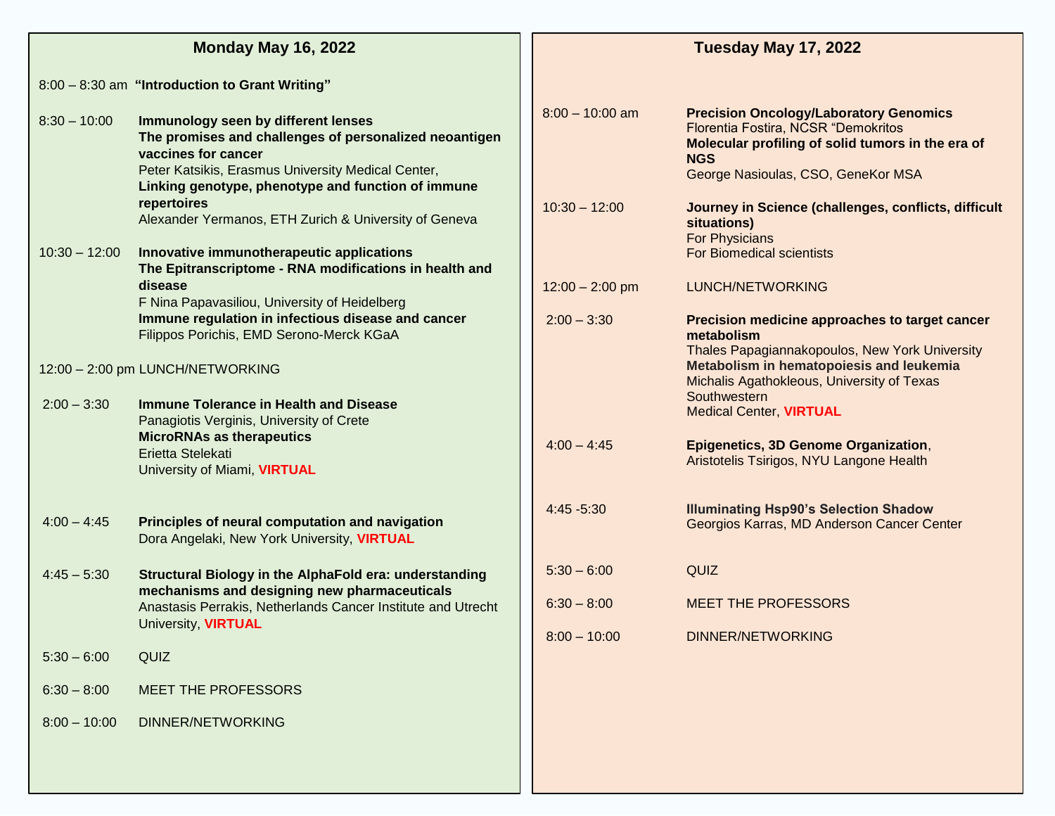## Monday May 16, 2022

8:00 – 8:30 am **"Introduction to Grant Writing"**

8:30 – 10:00 **Immunology seen by different lenses**
**The promises and challenges of personalized neoantigen vaccines for cancer**
Peter Katsikis, Erasmus University Medical Center,
**Linking genotype, phenotype and function of immune repertoires**
Alexander Yermanos, ETH Zurich & University of Geneva

10:30 – 12:00 **Innovative immunotherapeutic applications**
**The Epitranscriptome - RNA modifications in health and disease**
F Nina Papavasiliou, University of Heidelberg
**Immune regulation in infectious disease and cancer**
Filippos Porichis, EMD Serono-Merck KGaA

12:00 – 2:00 pm LUNCH/NETWORKING

2:00 – 3:30 **Immune Tolerance in Health and Disease**
Panagiotis Verginis, University of Crete
**MicroRNAs as therapeutics**
Erietta Stelekati
University of Miami, **VIRTUAL**

4:00 – 4:45 **Principles of neural computation and navigation**
Dora Angelaki, New York University, **VIRTUAL**

4:45 – 5:30 **Structural Biology in the AlphaFold era: understanding mechanisms and designing new pharmaceuticals**
Anastasis Perrakis, Netherlands Cancer Institute and Utrecht University, **VIRTUAL**

5:30 – 6:00 QUIZ

6:30 – 8:00 MEET THE PROFESSORS

8:00 – 10:00 DINNER/NETWORKING

## Tuesday May 17, 2022

8:00 – 10:00 am **Precision Oncology/Laboratory Genomics**
Florentia Fostira, NCSR "Demokritos
**Molecular profiling of solid tumors in the era of NGS**
George Nasioulas, CSO, GeneKor MSA

10:30 – 12:00 **Journey in Science (challenges, conflicts, difficult situations)**
For Physicians
For Biomedical scientists

12:00 – 2:00 pm LUNCH/NETWORKING

2:00 – 3:30 **Precision medicine approaches to target cancer metabolism**
Thales Papagiannakopoulos, New York University
**Metabolism in hematopoiesis and leukemia**
Michalis Agathokleous, University of Texas Southwestern
Medical Center, **VIRTUAL**

4:00 – 4:45 **Epigenetics, 3D Genome Organization**,
Aristotelis Tsirigos, NYU Langone Health

4:45 -5:30 **Illuminating Hsp90's Selection Shadow**
Georgios Karras, MD Anderson Cancer Center

5:30 – 6:00 QUIZ

6:30 – 8:00 MEET THE PROFESSORS

8:00 – 10:00 DINNER/NETWORKING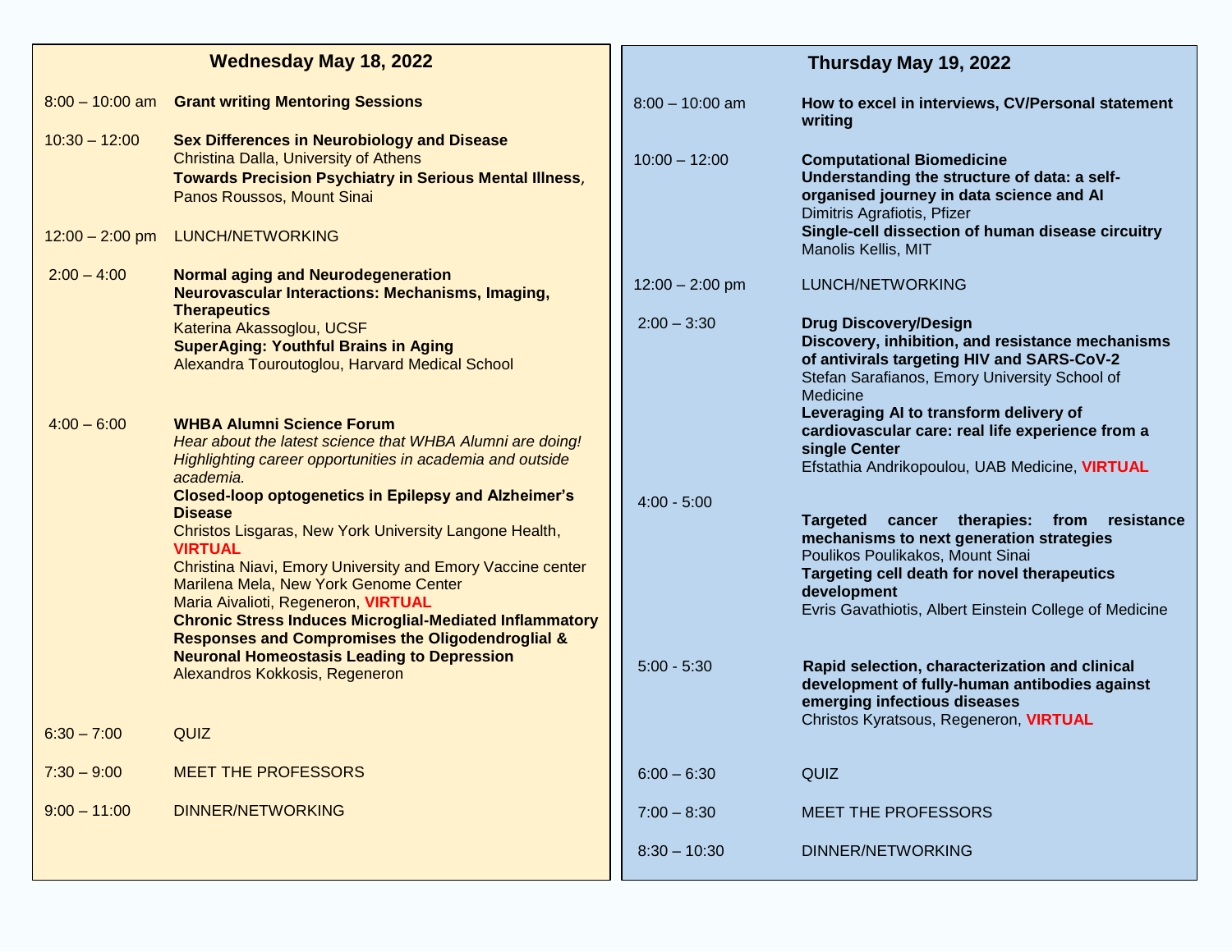## Wednesday May 18, 2022

| Time | Session |
|---|---|
| 8:00 – 10:00 am | **Grant writing Mentoring Sessions** |
| 10:30 – 12:00 | **Sex Differences in Neurobiology and Disease**<br>Christina Dalla, University of Athens<br>**Towards Precision Psychiatry in Serious Mental Illness**, Panos Roussos, Mount Sinai |
| 12:00 – 2:00 pm | LUNCH/NETWORKING |
| 2:00 – 4:00 | **Normal aging and Neurodegeneration**<br>**Neurovascular Interactions: Mechanisms, Imaging, Therapeutics**<br>Katerina Akassoglou, UCSF<br>**SuperAging: Youthful Brains in Aging**<br>Alexandra Touroutoglou, Harvard Medical School |
| 4:00 – 6:00 | **WHBA Alumni Science Forum**<br>*Hear about the latest science that WHBA Alumni are doing! Highlighting career opportunities in academia and outside academia.*<br>**Closed-loop optogenetics in Epilepsy and Alzheimer's Disease**<br>Christos Lisgaras, New York University Langone Health, **VIRTUAL**<br>Christina Niavi, Emory University and Emory Vaccine center<br>Marilena Mela, New York Genome Center<br>Maria Aivalioti, Regeneron, **VIRTUAL**<br>**Chronic Stress Induces Microglial-Mediated Inflammatory Responses and Compromises the Oligodendroglial & Neuronal Homeostasis Leading to Depression**<br>Alexandros Kokkosis, Regeneron |
| 6:30 – 7:00 | QUIZ |
| 7:30 – 9:00 | MEET THE PROFESSORS |
| 9:00 – 11:00 | DINNER/NETWORKING |

## Thursday May 19, 2022

| Time | Session |
|---|---|
| 8:00 – 10:00 am | **How to excel in interviews, CV/Personal statement writing** |
| 10:00 – 12:00 | **Computational Biomedicine**<br>**Understanding the structure of data: a self-organised journey in data science and AI**<br>Dimitris Agrafiotis, Pfizer<br>**Single-cell dissection of human disease circuitry**<br>Manolis Kellis, MIT |
| 12:00 – 2:00 pm | LUNCH/NETWORKING |
| 2:00 – 3:30 | **Drug Discovery/Design**<br>**Discovery, inhibition, and resistance mechanisms of antivirals targeting HIV and SARS-CoV-2**<br>Stefan Sarafianos, Emory University School of Medicine<br>**Leveraging AI to transform delivery of cardiovascular care: real life experience from a single Center**<br>Efstathia Andrikopoulou, UAB Medicine, **VIRTUAL** |
| 4:00 - 5:00 | **Targeted cancer therapies: from resistance mechanisms to next generation strategies**<br>Poulikos Poulikakos, Mount Sinai<br>**Targeting cell death for novel therapeutics development**<br>Evris Gavathiotis, Albert Einstein College of Medicine |
| 5:00 - 5:30 | **Rapid selection, characterization and clinical development of fully-human antibodies against emerging infectious diseases**<br>Christos Kyratsous, Regeneron, **VIRTUAL** |
| 6:00 – 6:30 | QUIZ |
| 7:00 – 8:30 | MEET THE PROFESSORS |
| 8:30 – 10:30 | DINNER/NETWORKING |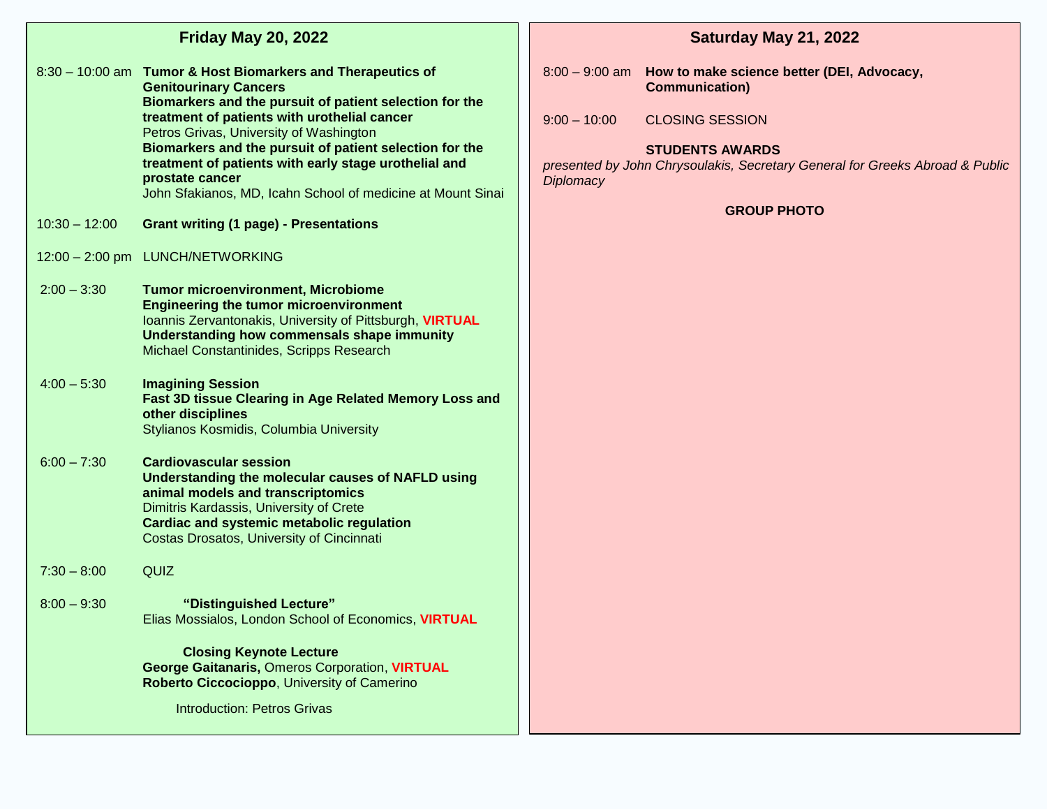## Friday May 20, 2022

8:30 – 10:00 am **Tumor & Host Biomarkers and Therapeutics of Genitourinary Cancers**

**Biomarkers and the pursuit of patient selection for the treatment of patients with urothelial cancer**
Petros Grivas, University of Washington

**Biomarkers and the pursuit of patient selection for the treatment of patients with early stage urothelial and prostate cancer**
John Sfakianos, MD, Icahn School of medicine at Mount Sinai

10:30 – 12:00 **Grant writing (1 page) - Presentations**

12:00 – 2:00 pm LUNCH/NETWORKING

2:00 – 3:30 **Tumor microenvironment, Microbiome**

**Engineering the tumor microenvironment**
Ioannis Zervantonakis, University of Pittsburgh, **VIRTUAL**

**Understanding how commensals shape immunity**
Michael Constantinides, Scripps Research

4:00 – 5:30 **Imagining Session**

**Fast 3D tissue Clearing in Age Related Memory Loss and other disciplines**
Stylianos Kosmidis, Columbia University

6:00 – 7:30 **Cardiovascular session**

**Understanding the molecular causes of NAFLD using animal models and transcriptomics**
Dimitris Kardassis, University of Crete

**Cardiac and systemic metabolic regulation**
Costas Drosatos, University of Cincinnati

7:30 – 8:00 QUIZ

8:00 – 9:30 **"Distinguished Lecture"**
Elias Mossialos, London School of Economics, **VIRTUAL**

**Closing Keynote Lecture**
**George Gaitanaris,** Omeros Corporation, **VIRTUAL**
**Roberto Ciccocioppo**, University of Camerino

Introduction: Petros Grivas

## Saturday May 21, 2022

8:00 – 9:00 am **How to make science better (DEI, Advocacy, Communication)**

9:00 – 10:00 CLOSING SESSION

**STUDENTS AWARDS**
*presented by John Chrysoulakis, Secretary General for Greeks Abroad & Public Diplomacy*

**GROUP PHOTO**